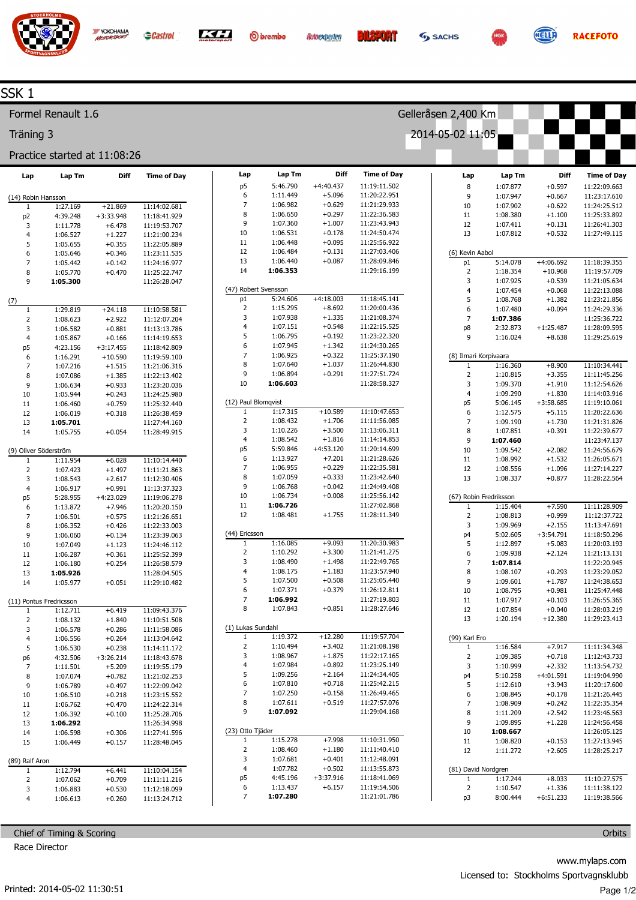# SSK 1

## Formel Renault 1.6

Gelleråsen 2,400 Km

Träning 3

2014-05-02 11:05

Practice started at 11:08:26

### (14) Robin Hansson

| Lap | Lap Tm | Diff | Time of Day |
|---|---|---|---|
| 1 | 1:27.169 | +21.869 | 11:14:02.681 |
| p2 | 4:39.248 | +3:33.948 | 11:18:41.929 |
| 3 | 1:11.778 | +6.478 | 11:19:53.707 |
| 4 | 1:06.527 | +1.227 | 11:21:00.234 |
| 5 | 1:05.655 | +0.355 | 11:22:05.889 |
| 6 | 1:05.646 | +0.346 | 11:23:11.535 |
| 7 | 1:05.442 | +0.142 | 11:24:16.977 |
| 8 | 1:05.770 | +0.470 | 11:25:22.747 |
| 9 | **1:05.300** | | 11:26:28.047 |

### (7)

| Lap | Lap Tm | Diff | Time of Day |
|---|---|---|---|
| 1 | 1:29.819 | +24.118 | 11:10:58.581 |
| 2 | 1:08.623 | +2.922 | 11:12:07.204 |
| 3 | 1:06.582 | +0.881 | 11:13:13.786 |
| 4 | 1:05.867 | +0.166 | 11:14:19.653 |
| p5 | 4:23.156 | +3:17.455 | 11:18:42.809 |
| 6 | 1:16.291 | +10.590 | 11:19:59.100 |
| 7 | 1:07.216 | +1.515 | 11:21:06.316 |
| 8 | 1:07.086 | +1.385 | 11:22:13.402 |
| 9 | 1:06.634 | +0.933 | 11:23:20.036 |
| 10 | 1:05.944 | +0.243 | 11:24:25.980 |
| 11 | 1:06.460 | +0.759 | 11:25:32.440 |
| 12 | 1:06.019 | +0.318 | 11:26:38.459 |
| 13 | **1:05.701** | | 11:27:44.160 |
| 14 | 1:05.755 | +0.054 | 11:28:49.915 |

### (9) Oliver Söderström

| Lap | Lap Tm | Diff | Time of Day |
|---|---|---|---|
| 1 | 1:11.954 | +6.028 | 11:10:14.440 |
| 2 | 1:07.423 | +1.497 | 11:11:21.863 |
| 3 | 1:08.543 | +2.617 | 11:12:30.406 |
| 4 | 1:06.917 | +0.991 | 11:13:37.323 |
| p5 | 5:28.955 | +4:23.029 | 11:19:06.278 |
| 6 | 1:13.872 | +7.946 | 11:20:20.150 |
| 7 | 1:06.501 | +0.575 | 11:21:26.651 |
| 8 | 1:06.352 | +0.426 | 11:22:33.003 |
| 9 | 1:06.060 | +0.134 | 11:23:39.063 |
| 10 | 1:07.049 | +1.123 | 11:24:46.112 |
| 11 | 1:06.287 | +0.361 | 11:25:52.399 |
| 12 | 1:06.180 | +0.254 | 11:26:58.579 |
| 13 | **1:05.926** | | 11:28:04.505 |
| 14 | 1:05.977 | +0.051 | 11:29:10.482 |

### (11) Pontus Fredricsson

| Lap | Lap Tm | Diff | Time of Day |
|---|---|---|---|
| 1 | 1:12.711 | +6.419 | 11:09:43.376 |
| 2 | 1:08.132 | +1.840 | 11:10:51.508 |
| 3 | 1:06.578 | +0.286 | 11:11:58.086 |
| 4 | 1:06.556 | +0.264 | 11:13:04.642 |
| 5 | 1:06.530 | +0.238 | 11:14:11.172 |
| p6 | 4:32.506 | +3:26.214 | 11:18:43.678 |
| 7 | 1:11.501 | +5.209 | 11:19:55.179 |
| 8 | 1:07.074 | +0.782 | 11:21:02.253 |
| 9 | 1:06.789 | +0.497 | 11:22:09.042 |
| 10 | 1:06.510 | +0.218 | 11:23:15.552 |
| 11 | 1:06.762 | +0.470 | 11:24:22.314 |
| 12 | 1:06.392 | +0.100 | 11:25:28.706 |
| 13 | **1:06.292** | | 11:26:34.998 |
| 14 | 1:06.598 | +0.306 | 11:27:41.596 |
| 15 | 1:06.449 | +0.157 | 11:28:48.045 |

### (89) Ralf Aron

| Lap | Lap Tm | Diff | Time of Day |
|---|---|---|---|
| 1 | 1:12.794 | +6.441 | 11:10:04.154 |
| 2 | 1:07.062 | +0.709 | 11:11:11.216 |
| 3 | 1:06.883 | +0.530 | 11:12:18.099 |
| 4 | 1:06.613 | +0.260 | 11:13:24.712 |
| p5 | 5:46.790 | +4:40.437 | 11:19:11.502 |
| 6 | 1:11.449 | +5.096 | 11:20:22.951 |
| 7 | 1:06.982 | +0.629 | 11:21:29.933 |
| 8 | 1:06.650 | +0.297 | 11:22:36.583 |
| 9 | 1:07.360 | +1.007 | 11:23:43.943 |
| 10 | 1:06.531 | +0.178 | 11:24:50.474 |
| 11 | 1:06.448 | +0.095 | 11:25:56.922 |
| 12 | 1:06.484 | +0.131 | 11:27:03.406 |
| 13 | 1:06.440 | +0.087 | 11:28:09.846 |
| 14 | **1:06.353** | | 11:29:16.199 |

### (47) Robert Svensson

| Lap | Lap Tm | Diff | Time of Day |
|---|---|---|---|
| p1 | 5:24.606 | +4:18.003 | 11:18:45.141 |
| 2 | 1:15.295 | +8.692 | 11:20:00.436 |
| 3 | 1:07.938 | +1.335 | 11:21:08.374 |
| 4 | 1:07.151 | +0.548 | 11:22:15.525 |
| 5 | 1:06.795 | +0.192 | 11:23:22.320 |
| 6 | 1:07.945 | +1.342 | 11:24:30.265 |
| 7 | 1:06.925 | +0.322 | 11:25:37.190 |
| 8 | 1:07.640 | +1.037 | 11:26:44.830 |
| 9 | 1:06.894 | +0.291 | 11:27:51.724 |
| 10 | **1:06.603** | | 11:28:58.327 |

### (12) Paul Blomqvist

| Lap | Lap Tm | Diff | Time of Day |
|---|---|---|---|
| 1 | 1:17.315 | +10.589 | 11:10:47.653 |
| 2 | 1:08.432 | +1.706 | 11:11:56.085 |
| 3 | 1:10.226 | +3.500 | 11:13:06.311 |
| 4 | 1:08.542 | +1.816 | 11:14:14.853 |
| p5 | 5:59.846 | +4:53.120 | 11:20:14.699 |
| 6 | 1:13.927 | +7.201 | 11:21:28.626 |
| 7 | 1:06.955 | +0.229 | 11:22:35.581 |
| 8 | 1:07.059 | +0.333 | 11:23:42.640 |
| 9 | 1:06.768 | +0.042 | 11:24:49.408 |
| 10 | 1:06.734 | +0.008 | 11:25:56.142 |
| 11 | **1:06.726** | | 11:27:02.868 |
| 12 | 1:08.481 | +1.755 | 11:28:11.349 |

### (44) Ericsson

| Lap | Lap Tm | Diff | Time of Day |
|---|---|---|---|
| 1 | 1:16.085 | +9.093 | 11:20:30.983 |
| 2 | 1:10.292 | +3.300 | 11:21:41.275 |
| 3 | 1:08.490 | +1.498 | 11:22:49.765 |
| 4 | 1:08.175 | +1.183 | 11:23:57.940 |
| 5 | 1:07.500 | +0.508 | 11:25:05.440 |
| 6 | 1:07.371 | +0.379 | 11:26:12.811 |
| 7 | **1:06.992** | | 11:27:19.803 |
| 8 | 1:07.843 | +0.851 | 11:28:27.646 |

### (1) Lukas Sundahl

| Lap | Lap Tm | Diff | Time of Day |
|---|---|---|---|
| 1 | 1:19.372 | +12.280 | 11:19:57.704 |
| 2 | 1:10.494 | +3.402 | 11:21:08.198 |
| 3 | 1:08.967 | +1.875 | 11:22:17.165 |
| 4 | 1:07.984 | +0.892 | 11:23:25.149 |
| 5 | 1:09.256 | +2.164 | 11:24:34.405 |
| 6 | 1:07.810 | +0.718 | 11:25:42.215 |
| 7 | 1:07.250 | +0.158 | 11:26:49.465 |
| 8 | 1:07.611 | +0.519 | 11:27:57.076 |
| 9 | **1:07.092** | | 11:29:04.168 |

### (23) Otto Tjäder

| Lap | Lap Tm | Diff | Time of Day |
|---|---|---|---|
| 1 | 1:15.278 | +7.998 | 11:10:31.950 |
| 2 | 1:08.460 | +1.180 | 11:11:40.410 |
| 3 | 1:07.681 | +0.401 | 11:12:48.091 |
| 4 | 1:07.782 | +0.502 | 11:13:55.873 |
| p5 | 4:45.196 | +3:37.916 | 11:18:41.069 |
| 6 | 1:13.437 | +6.157 | 11:19:54.506 |
| 7 | **1:07.280** | | 11:21:01.786 |
| 8 | 1:07.877 | +0.597 | 11:22:09.663 |
| 9 | 1:07.947 | +0.667 | 11:23:17.610 |
| 10 | 1:07.902 | +0.622 | 11:24:25.512 |
| 11 | 1:08.380 | +1.100 | 11:25:33.892 |
| 12 | 1:07.411 | +0.131 | 11:26:41.303 |
| 13 | 1:07.812 | +0.532 | 11:27:49.115 |

### (6) Kevin Aabol

| Lap | Lap Tm | Diff | Time of Day |
|---|---|---|---|
| p1 | 5:14.078 | +4:06.692 | 11:18:39.355 |
| 2 | 1:18.354 | +10.968 | 11:19:57.709 |
| 3 | 1:07.925 | +0.539 | 11:21:05.634 |
| 4 | 1:07.454 | +0.068 | 11:22:13.088 |
| 5 | 1:08.768 | +1.382 | 11:23:21.856 |
| 6 | 1:07.480 | +0.094 | 11:24:29.336 |
| 7 | **1:07.386** | | 11:25:36.722 |
| p8 | 2:32.873 | +1:25.487 | 11:28:09.595 |
| 9 | 1:16.024 | +8.638 | 11:29:25.619 |

### (8) Ilmari Korpivaara

| Lap | Lap Tm | Diff | Time of Day |
|---|---|---|---|
| 1 | 1:16.360 | +8.900 | 11:10:34.441 |
| 2 | 1:10.815 | +3.355 | 11:11:45.256 |
| 3 | 1:09.370 | +1.910 | 11:12:54.626 |
| 4 | 1:09.290 | +1.830 | 11:14:03.916 |
| p5 | 5:06.145 | +3:58.685 | 11:19:10.061 |
| 6 | 1:12.575 | +5.115 | 11:20:22.636 |
| 7 | 1:09.190 | +1.730 | 11:21:31.826 |
| 8 | 1:07.851 | +0.391 | 11:22:39.677 |
| 9 | **1:07.460** | | 11:23:47.137 |
| 10 | 1:09.542 | +2.082 | 11:24:56.679 |
| 11 | 1:08.992 | +1.532 | 11:26:05.671 |
| 12 | 1:08.556 | +1.096 | 11:27:14.227 |
| 13 | 1:08.337 | +0.877 | 11:28:22.564 |

### (67) Robin Fredriksson

| Lap | Lap Tm | Diff | Time of Day |
|---|---|---|---|
| 1 | 1:15.404 | +7.590 | 11:11:28.909 |
| 2 | 1:08.813 | +0.999 | 11:12:37.722 |
| 3 | 1:09.969 | +2.155 | 11:13:47.691 |
| p4 | 5:02.605 | +3:54.791 | 11:18:50.296 |
| 5 | 1:12.897 | +5.083 | 11:20:03.193 |
| 6 | 1:09.938 | +2.124 | 11:21:13.131 |
| 7 | **1:07.814** | | 11:22:20.945 |
| 8 | 1:08.107 | +0.293 | 11:23:29.052 |
| 9 | 1:09.601 | +1.787 | 11:24:38.653 |
| 10 | 1:08.795 | +0.981 | 11:25:47.448 |
| 11 | 1:07.917 | +0.103 | 11:26:55.365 |
| 12 | 1:07.854 | +0.040 | 11:28:03.219 |
| 13 | 1:20.194 | +12.380 | 11:29:23.413 |

### (99) Karl Ero

| Lap | Lap Tm | Diff | Time of Day |
|---|---|---|---|
| 1 | 1:16.584 | +7.917 | 11:11:34.348 |
| 2 | 1:09.385 | +0.718 | 11:12:43.733 |
| 3 | 1:10.999 | +2.332 | 11:13:54.732 |
| p4 | 5:10.258 | +4:01.591 | 11:19:04.990 |
| 5 | 1:12.610 | +3.943 | 11:20:17.600 |
| 6 | 1:08.845 | +0.178 | 11:21:26.445 |
| 7 | 1:08.909 | +0.242 | 11:22:35.354 |
| 8 | 1:11.209 | +2.542 | 11:23:46.563 |
| 9 | 1:09.895 | +1.228 | 11:24:56.458 |
| 10 | **1:08.667** | | 11:26:05.125 |
| 11 | 1:08.820 | +0.153 | 11:27:13.945 |
| 12 | 1:11.272 | +2.605 | 11:28:25.217 |

### (81) David Nordgren

| Lap | Lap Tm | Diff | Time of Day |
|---|---|---|---|
| 1 | 1:17.244 | +8.033 | 11:10:27.575 |
| 2 | 1:10.547 | +1.336 | 11:11:38.122 |
| p3 | 8:00.444 | +6:51.233 | 11:19:38.566 |

Chief of Timing & Scoring

Race Director

Orbits

www.mylaps.com

Licensed to: Stockholms Sportvagnsklubb

Printed: 2014-05-02 11:30:51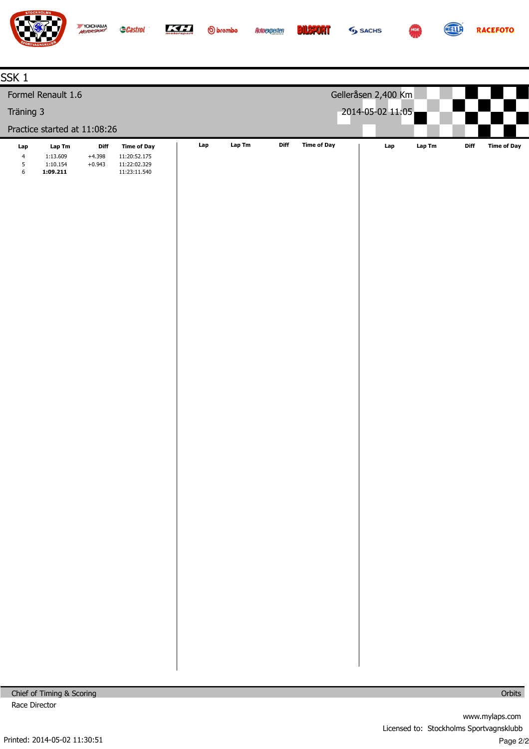SSK 1

Formel Renault 1.6

Träning 3

Practice started at 11:08:26

Gelleråsen 2,400 Km

2014-05-02 11:05

| Lap | Lap Tm | Diff | Time of Day |
|---|---|---|---|
| 4 | 1:13.609 | +4.398 | 11:20:52.175 |
| 5 | 1:10.154 | +0.943 | 11:22:02.329 |
| 6 | **1:09.211** | | 11:23:11.540 |

Chief of Timing & Scoring

Race Director

Orbits

www.mylaps.com

Licensed to: Stockholms Sportvagnsklubb

Printed: 2014-05-02 11:30:51